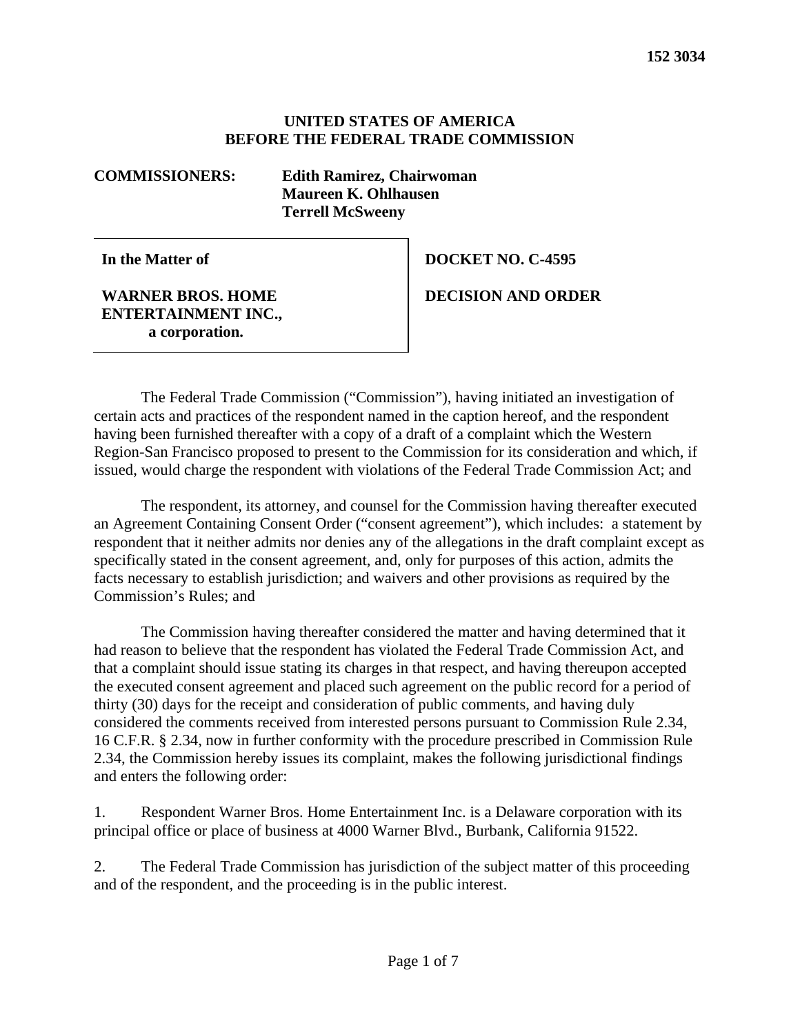**152 3034**

**UNITED STATES OF AMERICA**
**BEFORE THE FEDERAL TRADE COMMISSION**

**COMMISSIONERS:** **Edith Ramirez, Chairwoman**
**Maureen K. Ohlhausen**
**Terrell McSweeny**

| In the Matter of<br><br>WARNER BROS. HOME ENTERTAINMENT INC., a corporation. | DOCKET NO. C-4595<br><br>DECISION AND ORDER |
|---|---|

The Federal Trade Commission ("Commission"), having initiated an investigation of certain acts and practices of the respondent named in the caption hereof, and the respondent having been furnished thereafter with a copy of a draft of a complaint which the Western Region-San Francisco proposed to present to the Commission for its consideration and which, if issued, would charge the respondent with violations of the Federal Trade Commission Act; and

The respondent, its attorney, and counsel for the Commission having thereafter executed an Agreement Containing Consent Order ("consent agreement"), which includes: a statement by respondent that it neither admits nor denies any of the allegations in the draft complaint except as specifically stated in the consent agreement, and, only for purposes of this action, admits the facts necessary to establish jurisdiction; and waivers and other provisions as required by the Commission's Rules; and

The Commission having thereafter considered the matter and having determined that it had reason to believe that the respondent has violated the Federal Trade Commission Act, and that a complaint should issue stating its charges in that respect, and having thereupon accepted the executed consent agreement and placed such agreement on the public record for a period of thirty (30) days for the receipt and consideration of public comments, and having duly considered the comments received from interested persons pursuant to Commission Rule 2.34, 16 C.F.R. § 2.34, now in further conformity with the procedure prescribed in Commission Rule 2.34, the Commission hereby issues its complaint, makes the following jurisdictional findings and enters the following order:

1. Respondent Warner Bros. Home Entertainment Inc. is a Delaware corporation with its principal office or place of business at 4000 Warner Blvd., Burbank, California 91522.

2. The Federal Trade Commission has jurisdiction of the subject matter of this proceeding and of the respondent, and the proceeding is in the public interest.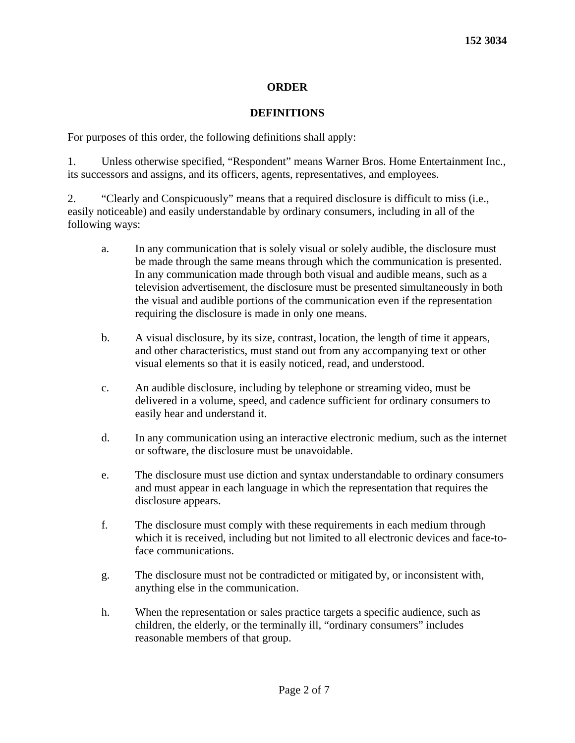**152 3034**

# ORDER

## DEFINITIONS

For purposes of this order, the following definitions shall apply:

1. Unless otherwise specified, "Respondent" means Warner Bros. Home Entertainment Inc., its successors and assigns, and its officers, agents, representatives, and employees.

2. "Clearly and Conspicuously" means that a required disclosure is difficult to miss (i.e., easily noticeable) and easily understandable by ordinary consumers, including in all of the following ways:

   a. In any communication that is solely visual or solely audible, the disclosure must be made through the same means through which the communication is presented. In any communication made through both visual and audible means, such as a television advertisement, the disclosure must be presented simultaneously in both the visual and audible portions of the communication even if the representation requiring the disclosure is made in only one means.

   b. A visual disclosure, by its size, contrast, location, the length of time it appears, and other characteristics, must stand out from any accompanying text or other visual elements so that it is easily noticed, read, and understood.

   c. An audible disclosure, including by telephone or streaming video, must be delivered in a volume, speed, and cadence sufficient for ordinary consumers to easily hear and understand it.

   d. In any communication using an interactive electronic medium, such as the internet or software, the disclosure must be unavoidable.

   e. The disclosure must use diction and syntax understandable to ordinary consumers and must appear in each language in which the representation that requires the disclosure appears.

   f. The disclosure must comply with these requirements in each medium through which it is received, including but not limited to all electronic devices and face-to-face communications.

   g. The disclosure must not be contradicted or mitigated by, or inconsistent with, anything else in the communication.

   h. When the representation or sales practice targets a specific audience, such as children, the elderly, or the terminally ill, "ordinary consumers" includes reasonable members of that group.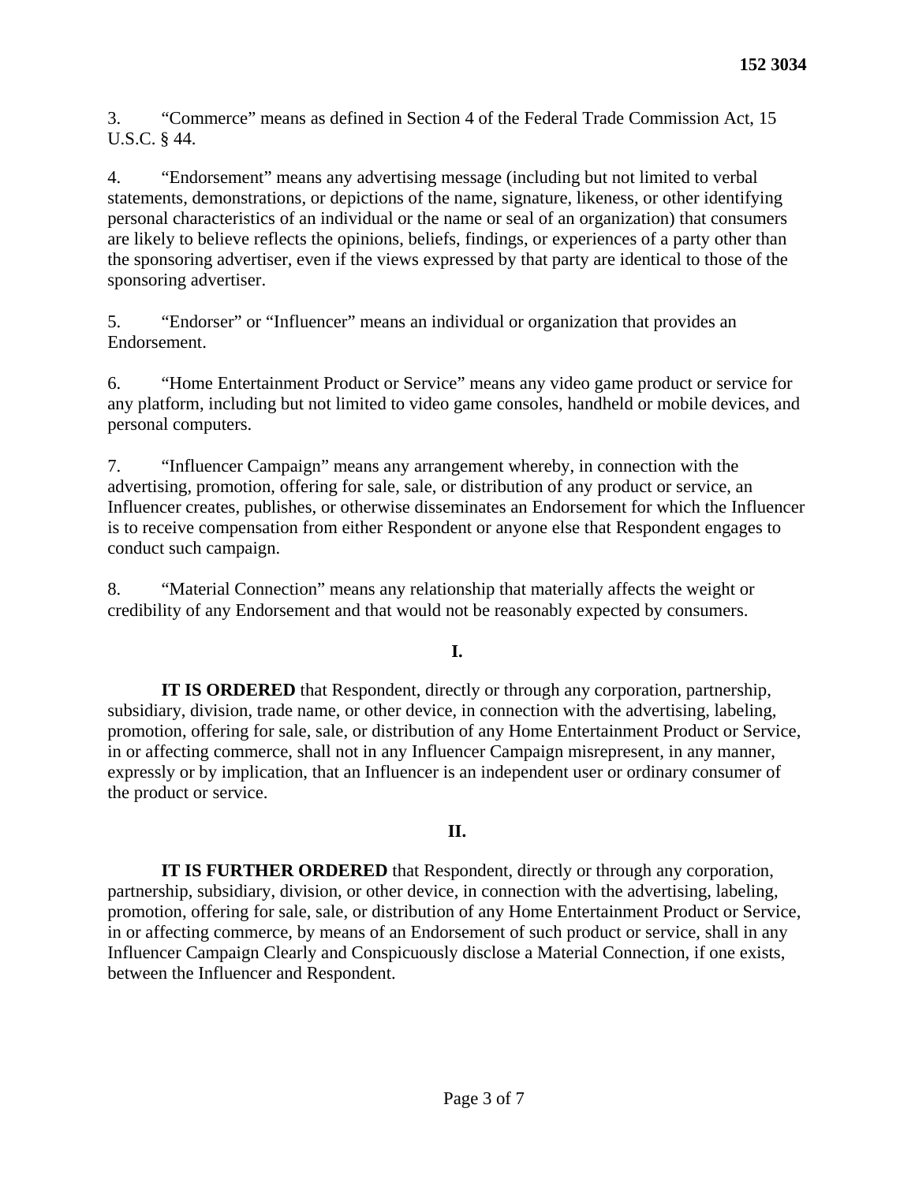3. “Commerce” means as defined in Section 4 of the Federal Trade Commission Act, 15 U.S.C. § 44.

4. “Endorsement” means any advertising message (including but not limited to verbal statements, demonstrations, or depictions of the name, signature, likeness, or other identifying personal characteristics of an individual or the name or seal of an organization) that consumers are likely to believe reflects the opinions, beliefs, findings, or experiences of a party other than the sponsoring advertiser, even if the views expressed by that party are identical to those of the sponsoring advertiser.

5. “Endorser” or “Influencer” means an individual or organization that provides an Endorsement.

6. “Home Entertainment Product or Service” means any video game product or service for any platform, including but not limited to video game consoles, handheld or mobile devices, and personal computers.

7. “Influencer Campaign” means any arrangement whereby, in connection with the advertising, promotion, offering for sale, sale, or distribution of any product or service, an Influencer creates, publishes, or otherwise disseminates an Endorsement for which the Influencer is to receive compensation from either Respondent or anyone else that Respondent engages to conduct such campaign.

8. “Material Connection” means any relationship that materially affects the weight or credibility of any Endorsement and that would not be reasonably expected by consumers.

**I.**

**IT IS ORDERED** that Respondent, directly or through any corporation, partnership, subsidiary, division, trade name, or other device, in connection with the advertising, labeling, promotion, offering for sale, sale, or distribution of any Home Entertainment Product or Service, in or affecting commerce, shall not in any Influencer Campaign misrepresent, in any manner, expressly or by implication, that an Influencer is an independent user or ordinary consumer of the product or service.

**II.**

**IT IS FURTHER ORDERED** that Respondent, directly or through any corporation, partnership, subsidiary, division, or other device, in connection with the advertising, labeling, promotion, offering for sale, sale, or distribution of any Home Entertainment Product or Service, in or affecting commerce, by means of an Endorsement of such product or service, shall in any Influencer Campaign Clearly and Conspicuously disclose a Material Connection, if one exists, between the Influencer and Respondent.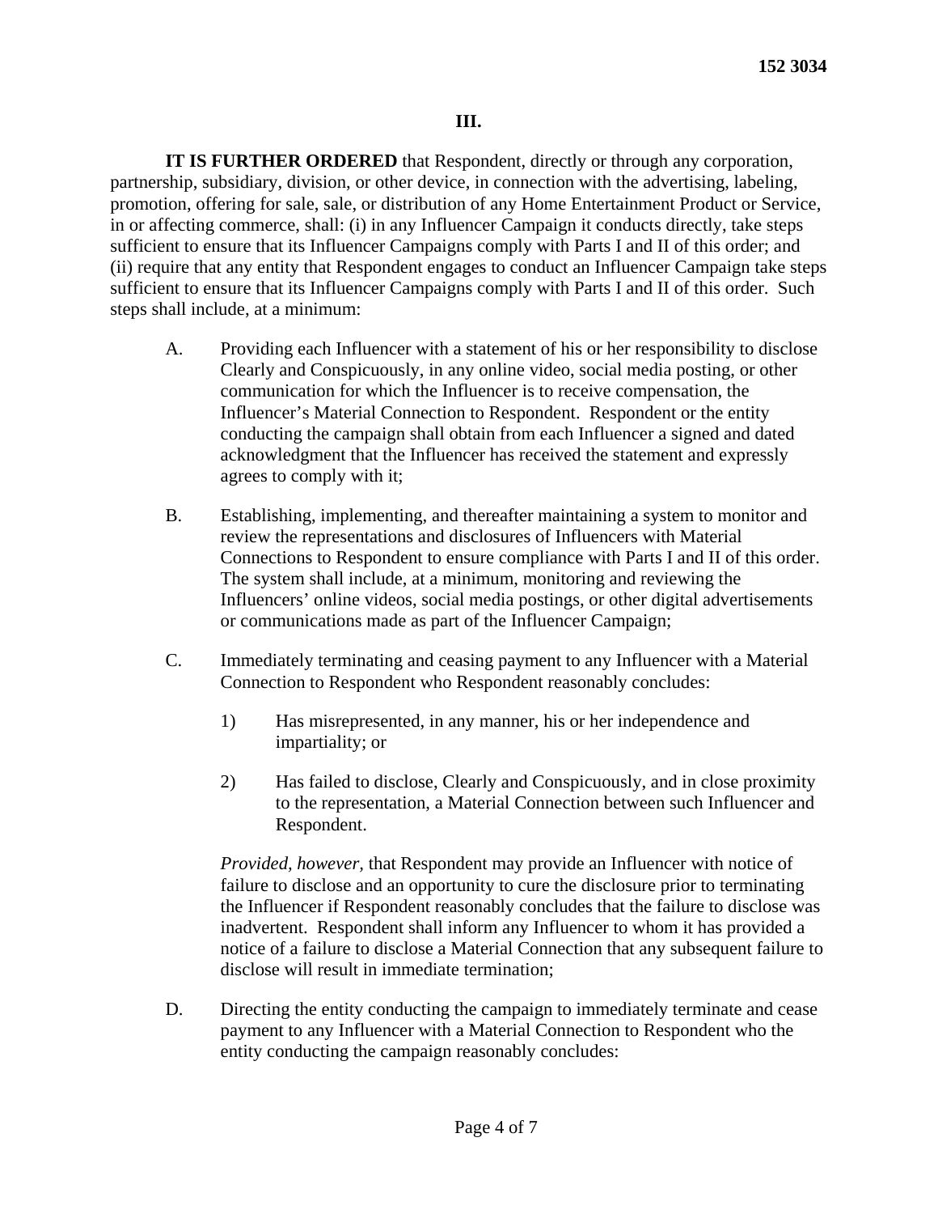## III.

**IT IS FURTHER ORDERED** that Respondent, directly or through any corporation, partnership, subsidiary, division, or other device, in connection with the advertising, labeling, promotion, offering for sale, sale, or distribution of any Home Entertainment Product or Service, in or affecting commerce, shall: (i) in any Influencer Campaign it conducts directly, take steps sufficient to ensure that its Influencer Campaigns comply with Parts I and II of this order; and (ii) require that any entity that Respondent engages to conduct an Influencer Campaign take steps sufficient to ensure that its Influencer Campaigns comply with Parts I and II of this order. Such steps shall include, at a minimum:

A. Providing each Influencer with a statement of his or her responsibility to disclose Clearly and Conspicuously, in any online video, social media posting, or other communication for which the Influencer is to receive compensation, the Influencer's Material Connection to Respondent. Respondent or the entity conducting the campaign shall obtain from each Influencer a signed and dated acknowledgment that the Influencer has received the statement and expressly agrees to comply with it;

B. Establishing, implementing, and thereafter maintaining a system to monitor and review the representations and disclosures of Influencers with Material Connections to Respondent to ensure compliance with Parts I and II of this order. The system shall include, at a minimum, monitoring and reviewing the Influencers' online videos, social media postings, or other digital advertisements or communications made as part of the Influencer Campaign;

C. Immediately terminating and ceasing payment to any Influencer with a Material Connection to Respondent who Respondent reasonably concludes:

   1) Has misrepresented, in any manner, his or her independence and impartiality; or

   2) Has failed to disclose, Clearly and Conspicuously, and in close proximity to the representation, a Material Connection between such Influencer and Respondent.

   *Provided, however*, that Respondent may provide an Influencer with notice of failure to disclose and an opportunity to cure the disclosure prior to terminating the Influencer if Respondent reasonably concludes that the failure to disclose was inadvertent. Respondent shall inform any Influencer to whom it has provided a notice of a failure to disclose a Material Connection that any subsequent failure to disclose will result in immediate termination;

D. Directing the entity conducting the campaign to immediately terminate and cease payment to any Influencer with a Material Connection to Respondent who the entity conducting the campaign reasonably concludes: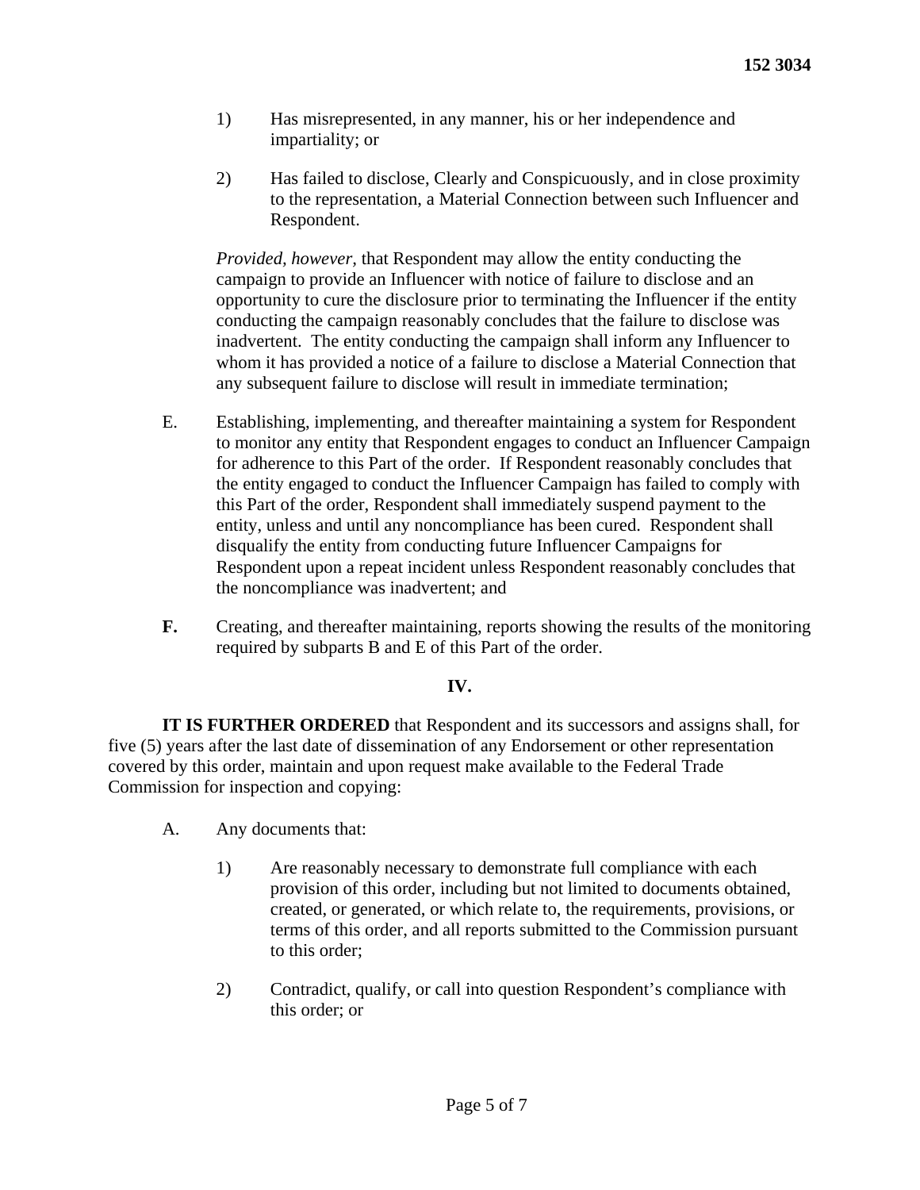1) Has misrepresented, in any manner, his or her independence and impartiality; or

2) Has failed to disclose, Clearly and Conspicuously, and in close proximity to the representation, a Material Connection between such Influencer and Respondent.

*Provided, however,* that Respondent may allow the entity conducting the campaign to provide an Influencer with notice of failure to disclose and an opportunity to cure the disclosure prior to terminating the Influencer if the entity conducting the campaign reasonably concludes that the failure to disclose was inadvertent. The entity conducting the campaign shall inform any Influencer to whom it has provided a notice of a failure to disclose a Material Connection that any subsequent failure to disclose will result in immediate termination;

E. Establishing, implementing, and thereafter maintaining a system for Respondent to monitor any entity that Respondent engages to conduct an Influencer Campaign for adherence to this Part of the order. If Respondent reasonably concludes that the entity engaged to conduct the Influencer Campaign has failed to comply with this Part of the order, Respondent shall immediately suspend payment to the entity, unless and until any noncompliance has been cured. Respondent shall disqualify the entity from conducting future Influencer Campaigns for Respondent upon a repeat incident unless Respondent reasonably concludes that the noncompliance was inadvertent; and

**F.** Creating, and thereafter maintaining, reports showing the results of the monitoring required by subparts B and E of this Part of the order.

**IV.**

**IT IS FURTHER ORDERED** that Respondent and its successors and assigns shall, for five (5) years after the last date of dissemination of any Endorsement or other representation covered by this order, maintain and upon request make available to the Federal Trade Commission for inspection and copying:

A. Any documents that:

1) Are reasonably necessary to demonstrate full compliance with each provision of this order, including but not limited to documents obtained, created, or generated, or which relate to, the requirements, provisions, or terms of this order, and all reports submitted to the Commission pursuant to this order;

2) Contradict, qualify, or call into question Respondent's compliance with this order; or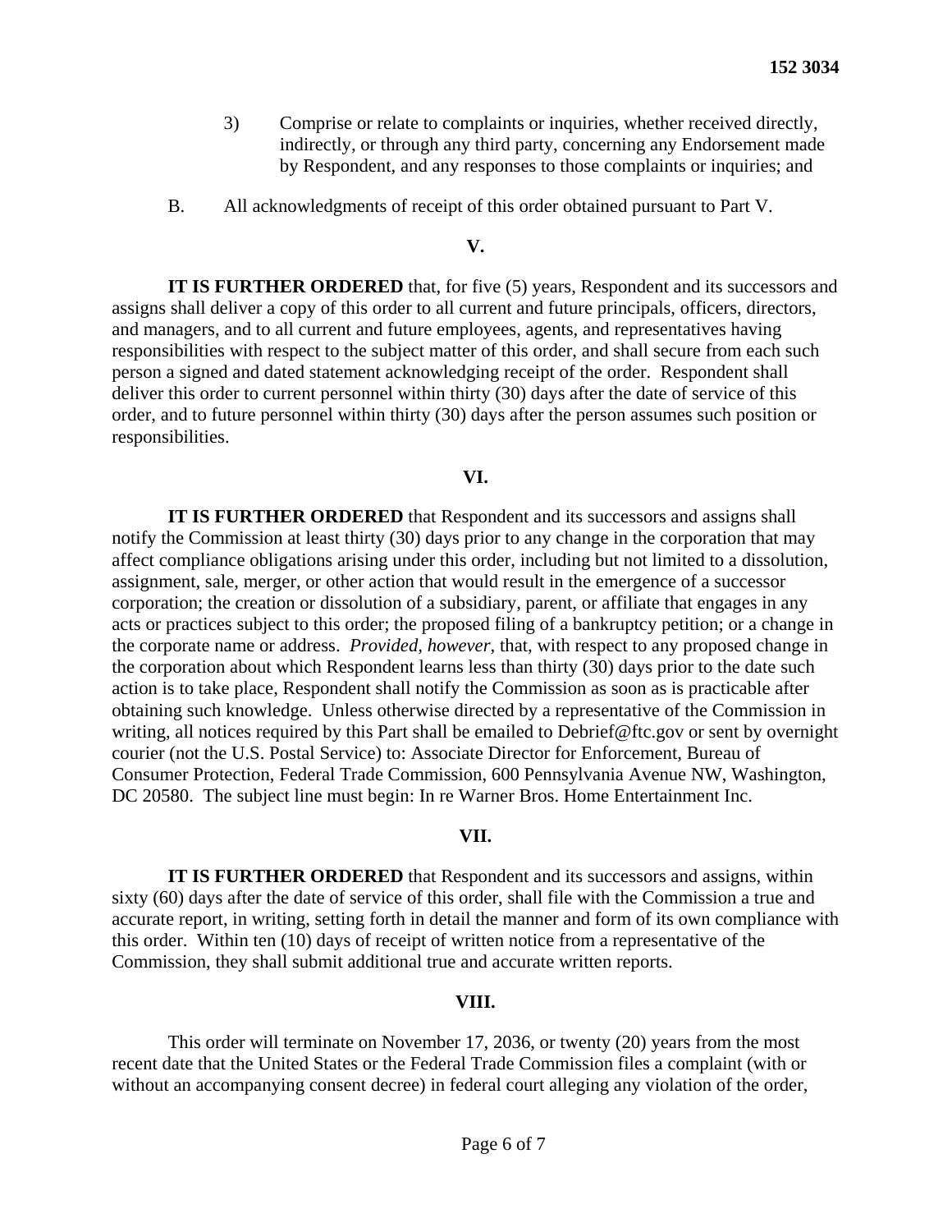3) Comprise or relate to complaints or inquiries, whether received directly, indirectly, or through any third party, concerning any Endorsement made by Respondent, and any responses to those complaints or inquiries; and

B. All acknowledgments of receipt of this order obtained pursuant to Part V.

**V.**

**IT IS FURTHER ORDERED** that, for five (5) years, Respondent and its successors and assigns shall deliver a copy of this order to all current and future principals, officers, directors, and managers, and to all current and future employees, agents, and representatives having responsibilities with respect to the subject matter of this order, and shall secure from each such person a signed and dated statement acknowledging receipt of the order. Respondent shall deliver this order to current personnel within thirty (30) days after the date of service of this order, and to future personnel within thirty (30) days after the person assumes such position or responsibilities.

**VI.**

**IT IS FURTHER ORDERED** that Respondent and its successors and assigns shall notify the Commission at least thirty (30) days prior to any change in the corporation that may affect compliance obligations arising under this order, including but not limited to a dissolution, assignment, sale, merger, or other action that would result in the emergence of a successor corporation; the creation or dissolution of a subsidiary, parent, or affiliate that engages in any acts or practices subject to this order; the proposed filing of a bankruptcy petition; or a change in the corporate name or address. *Provided, however*, that, with respect to any proposed change in the corporation about which Respondent learns less than thirty (30) days prior to the date such action is to take place, Respondent shall notify the Commission as soon as is practicable after obtaining such knowledge. Unless otherwise directed by a representative of the Commission in writing, all notices required by this Part shall be emailed to Debrief@ftc.gov or sent by overnight courier (not the U.S. Postal Service) to: Associate Director for Enforcement, Bureau of Consumer Protection, Federal Trade Commission, 600 Pennsylvania Avenue NW, Washington, DC 20580. The subject line must begin: In re Warner Bros. Home Entertainment Inc.

**VII.**

**IT IS FURTHER ORDERED** that Respondent and its successors and assigns, within sixty (60) days after the date of service of this order, shall file with the Commission a true and accurate report, in writing, setting forth in detail the manner and form of its own compliance with this order. Within ten (10) days of receipt of written notice from a representative of the Commission, they shall submit additional true and accurate written reports.

**VIII.**

This order will terminate on November 17, 2036, or twenty (20) years from the most recent date that the United States or the Federal Trade Commission files a complaint (with or without an accompanying consent decree) in federal court alleging any violation of the order,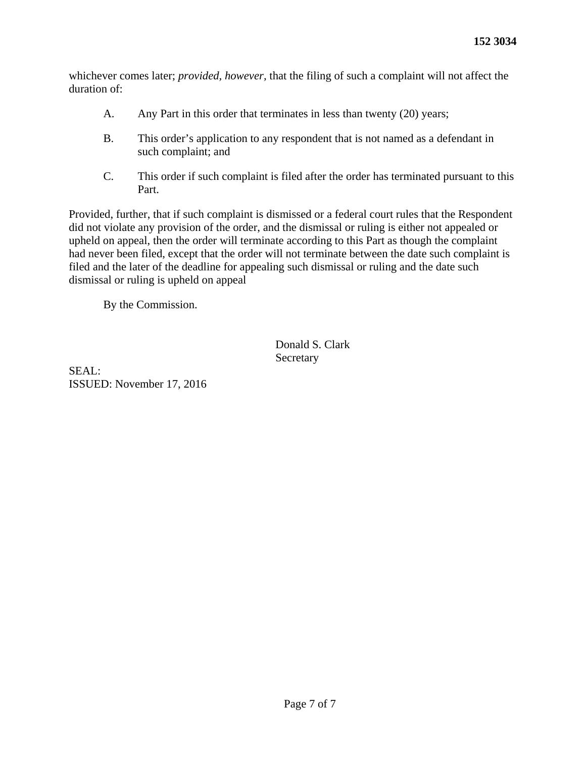whichever comes later; *provided, however,* that the filing of such a complaint will not affect the duration of:

A. Any Part in this order that terminates in less than twenty (20) years;

B. This order's application to any respondent that is not named as a defendant in such complaint; and

C. This order if such complaint is filed after the order has terminated pursuant to this Part.

Provided, further, that if such complaint is dismissed or a federal court rules that the Respondent did not violate any provision of the order, and the dismissal or ruling is either not appealed or upheld on appeal, then the order will terminate according to this Part as though the complaint had never been filed, except that the order will not terminate between the date such complaint is filed and the later of the deadline for appealing such dismissal or ruling and the date such dismissal or ruling is upheld on appeal

By the Commission.

Donald S. Clark
Secretary

SEAL:
ISSUED: November 17, 2016